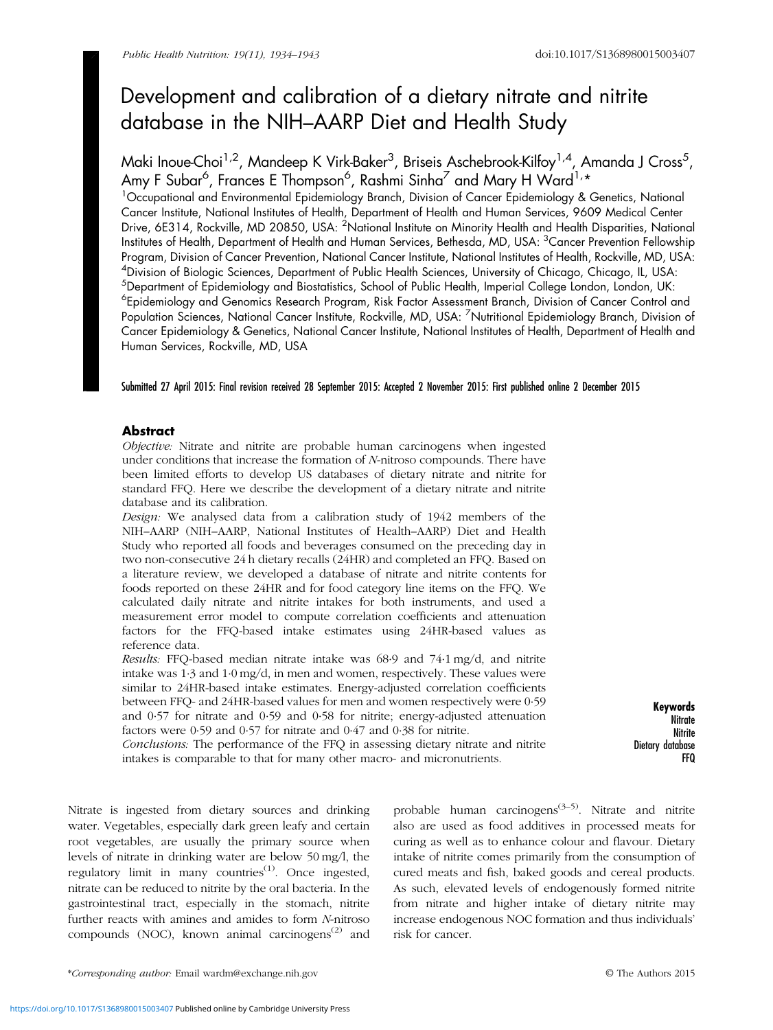# Development and calibration of a dietary nitrate and nitrite database in the NIH–AARP Diet and Health Study

Maki Inoue-Choi[1,2], Mandeep K Virk-Baker[3], Briseis Aschebrook-Kilfoy[1,4], Amanda J Cross[5], Amy F Subar[6], Frances E Thompson[6], Rashmi Sinha[7] and Mary H Ward[1,*]

[1]Occupational and Environmental Epidemiology Branch, Division of Cancer Epidemiology & Genetics, National Cancer Institute, National Institutes of Health, Department of Health and Human Services, 9609 Medical Center Drive, 6E314, Rockville, MD 20850, USA: [2]National Institute on Minority Health and Health Disparities, National Institutes of Health, Department of Health and Human Services, Bethesda, MD, USA: [3]Cancer Prevention Fellowship Program, Division of Cancer Prevention, National Cancer Institute, National Institutes of Health, Rockville, MD, USA: [4]Division of Biologic Sciences, Department of Public Health Sciences, University of Chicago, Chicago, IL, USA: [5]Department of Epidemiology and Biostatistics, School of Public Health, Imperial College London, London, UK: [6]Epidemiology and Genomics Research Program, Risk Factor Assessment Branch, Division of Cancer Control and Population Sciences, National Cancer Institute, Rockville, MD, USA: [7]Nutritional Epidemiology Branch, Division of Cancer Epidemiology & Genetics, National Cancer Institute, National Institutes of Health, Department of Health and Human Services, Rockville, MD, USA

Submitted 27 April 2015: Final revision received 28 September 2015: Accepted 2 November 2015: First published online 2 December 2015

## Abstract

*Objective:* Nitrate and nitrite are probable human carcinogens when ingested under conditions that increase the formation of *N*-nitroso compounds. There have been limited efforts to develop US databases of dietary nitrate and nitrite for standard FFQ. Here we describe the development of a dietary nitrate and nitrite database and its calibration.

*Design:* We analysed data from a calibration study of 1942 members of the NIH–AARP (NIH–AARP, National Institutes of Health–AARP) Diet and Health Study who reported all foods and beverages consumed on the preceding day in two non-consecutive 24 h dietary recalls (24HR) and completed an FFQ. Based on a literature review, we developed a database of nitrate and nitrite contents for foods reported on these 24HR and for food category line items on the FFQ. We calculated daily nitrate and nitrite intakes for both instruments, and used a measurement error model to compute correlation coefficients and attenuation factors for the FFQ-based intake estimates using 24HR-based values as reference data.

*Results:* FFQ-based median nitrate intake was 68·9 and 74·1 mg/d, and nitrite intake was 1·3 and 1·0 mg/d, in men and women, respectively. These values were similar to 24HR-based intake estimates. Energy-adjusted correlation coefficients between FFQ- and 24HR-based values for men and women respectively were 0·59 and 0·57 for nitrate and 0·59 and 0·58 for nitrite; energy-adjusted attenuation factors were 0·59 and 0·57 for nitrate and 0·47 and 0·38 for nitrite.

*Conclusions:* The performance of the FFQ in assessing dietary nitrate and nitrite intakes is comparable to that for many other macro- and micronutrients.

**Keywords**
Nitrate
Nitrite
Dietary database
FFQ

Nitrate is ingested from dietary sources and drinking water. Vegetables, especially dark green leafy and certain root vegetables, are usually the primary source when levels of nitrate in drinking water are below 50 mg/l, the regulatory limit in many countries[1]. Once ingested, nitrate can be reduced to nitrite by the oral bacteria. In the gastrointestinal tract, especially in the stomach, nitrite further reacts with amines and amides to form *N*-nitroso compounds (NOC), known animal carcinogens[2] and probable human carcinogens[3–5]. Nitrate and nitrite also are used as food additives in processed meats for curing as well as to enhance colour and flavour. Dietary intake of nitrite comes primarily from the consumption of cured meats and fish, baked goods and cereal products. As such, elevated levels of endogenously formed nitrite from nitrate and higher intake of dietary nitrite may increase endogenous NOC formation and thus individuals' risk for cancer.

*Corresponding author: Email wardm@exchange.nih.gov

© The Authors 2015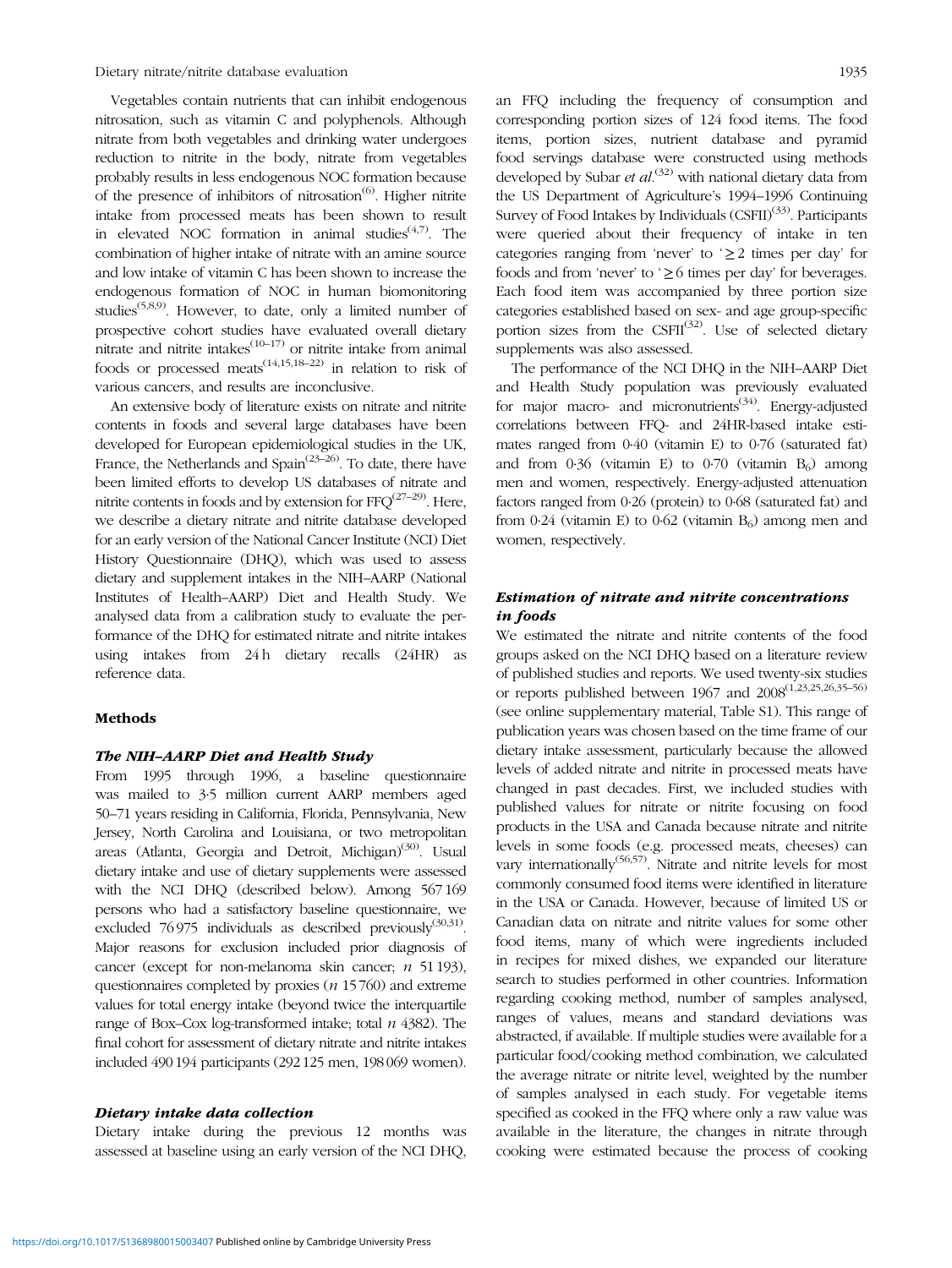Vegetables contain nutrients that can inhibit endogenous nitrosation, such as vitamin C and polyphenols. Although nitrate from both vegetables and drinking water undergoes reduction to nitrite in the body, nitrate from vegetables probably results in less endogenous NOC formation because of the presence of inhibitors of nitrosation[6]. Higher nitrite intake from processed meats has been shown to result in elevated NOC formation in animal studies[4,7]. The combination of higher intake of nitrate with an amine source and low intake of vitamin C has been shown to increase the endogenous formation of NOC in human biomonitoring studies[5,8,9]. However, to date, only a limited number of prospective cohort studies have evaluated overall dietary nitrate and nitrite intakes[10–17] or nitrite intake from animal foods or processed meats[14,15,18–22] in relation to risk of various cancers, and results are inconclusive.

An extensive body of literature exists on nitrate and nitrite contents in foods and several large databases have been developed for European epidemiological studies in the UK, France, the Netherlands and Spain[23–26]. To date, there have been limited efforts to develop US databases of nitrate and nitrite contents in foods and by extension for FFQ[27–29]. Here, we describe a dietary nitrate and nitrite database developed for an early version of the National Cancer Institute (NCI) Diet History Questionnaire (DHQ), which was used to assess dietary and supplement intakes in the NIH–AARP (National Institutes of Health–AARP) Diet and Health Study. We analysed data from a calibration study to evaluate the performance of the DHQ for estimated nitrate and nitrite intakes using intakes from 24 h dietary recalls (24HR) as reference data.

## Methods

### The NIH–AARP Diet and Health Study

From 1995 through 1996, a baseline questionnaire was mailed to 3·5 million current AARP members aged 50–71 years residing in California, Florida, Pennsylvania, New Jersey, North Carolina and Louisiana, or two metropolitan areas (Atlanta, Georgia and Detroit, Michigan)[30]. Usual dietary intake and use of dietary supplements were assessed with the NCI DHQ (described below). Among 567 169 persons who had a satisfactory baseline questionnaire, we excluded 76 975 individuals as described previously[30,31]. Major reasons for exclusion included prior diagnosis of cancer (except for non-melanoma skin cancer; *n* 51 193), questionnaires completed by proxies (*n* 15 760) and extreme values for total energy intake (beyond twice the interquartile range of Box–Cox log-transformed intake; total *n* 4382). The final cohort for assessment of dietary nitrate and nitrite intakes included 490 194 participants (292 125 men, 198 069 women).

### Dietary intake data collection

Dietary intake during the previous 12 months was assessed at baseline using an early version of the NCI DHQ, an FFQ including the frequency of consumption and corresponding portion sizes of 124 food items. The food items, portion sizes, nutrient database and pyramid food servings database were constructed using methods developed by Subar *et al.*[32] with national dietary data from the US Department of Agriculture's 1994–1996 Continuing Survey of Food Intakes by Individuals (CSFII)[33]. Participants were queried about their frequency of intake in ten categories ranging from 'never' to '≥2 times per day' for foods and from 'never' to '≥6 times per day' for beverages. Each food item was accompanied by three portion size categories established based on sex- and age group-specific portion sizes from the CSFII[32]. Use of selected dietary supplements was also assessed.

The performance of the NCI DHQ in the NIH–AARP Diet and Health Study population was previously evaluated for major macro- and micronutrients[34]. Energy-adjusted correlations between FFQ- and 24HR-based intake estimates ranged from 0·40 (vitamin E) to 0·76 (saturated fat) and from 0·36 (vitamin E) to 0·70 (vitamin $B_6$) among men and women, respectively. Energy-adjusted attenuation factors ranged from 0·26 (protein) to 0·68 (saturated fat) and from 0·24 (vitamin E) to 0·62 (vitamin $B_6$) among men and women, respectively.

### Estimation of nitrate and nitrite concentrations in foods

We estimated the nitrate and nitrite contents of the food groups asked on the NCI DHQ based on a literature review of published studies and reports. We used twenty-six studies or reports published between 1967 and 2008[1,23,25,26,35–56] (see online supplementary material, Table S1). This range of publication years was chosen based on the time frame of our dietary intake assessment, particularly because the allowed levels of added nitrate and nitrite in processed meats have changed in past decades. First, we included studies with published values for nitrate or nitrite focusing on food products in the USA and Canada because nitrate and nitrite levels in some foods (e.g. processed meats, cheeses) can vary internationally[56,57]. Nitrate and nitrite levels for most commonly consumed food items were identified in literature in the USA or Canada. However, because of limited US or Canadian data on nitrate and nitrite values for some other food items, many of which were ingredients included in recipes for mixed dishes, we expanded our literature search to studies performed in other countries. Information regarding cooking method, number of samples analysed, ranges of values, means and standard deviations was abstracted, if available. If multiple studies were available for a particular food/cooking method combination, we calculated the average nitrate or nitrite level, weighted by the number of samples analysed in each study. For vegetable items specified as cooked in the FFQ where only a raw value was available in the literature, the changes in nitrate through cooking were estimated because the process of cooking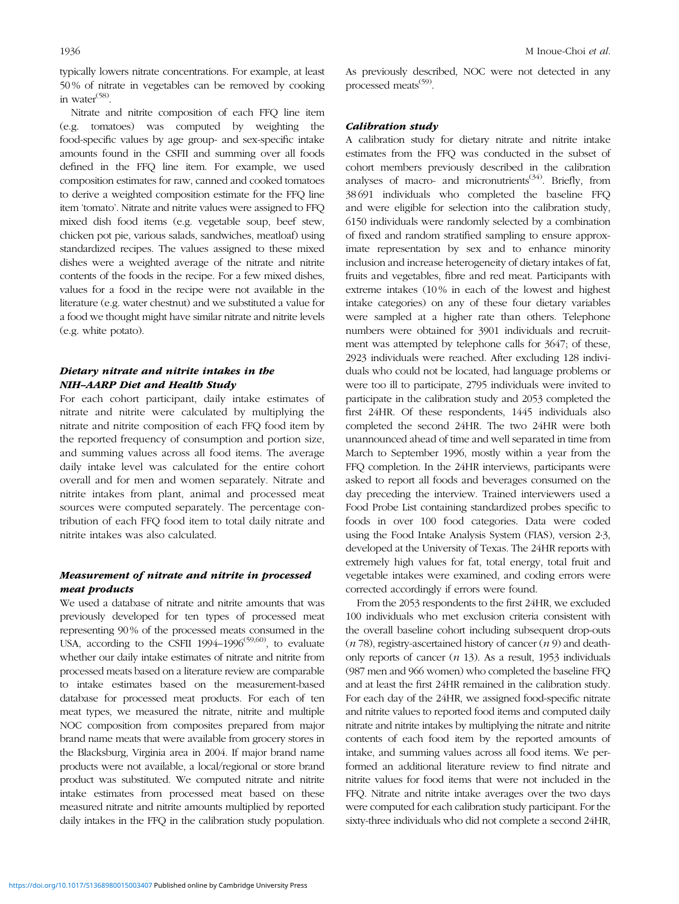typically lowers nitrate concentrations. For example, at least 50 % of nitrate in vegetables can be removed by cooking in water[58].

Nitrate and nitrite composition of each FFQ line item (e.g. tomatoes) was computed by weighting the food-specific values by age group- and sex-specific intake amounts found in the CSFII and summing over all foods defined in the FFQ line item. For example, we used composition estimates for raw, canned and cooked tomatoes to derive a weighted composition estimate for the FFQ line item 'tomato'. Nitrate and nitrite values were assigned to FFQ mixed dish food items (e.g. vegetable soup, beef stew, chicken pot pie, various salads, sandwiches, meatloaf) using standardized recipes. The values assigned to these mixed dishes were a weighted average of the nitrate and nitrite contents of the foods in the recipe. For a few mixed dishes, values for a food in the recipe were not available in the literature (e.g. water chestnut) and we substituted a value for a food we thought might have similar nitrate and nitrite levels (e.g. white potato).

### *Dietary nitrate and nitrite intakes in the NIH–AARP Diet and Health Study*

For each cohort participant, daily intake estimates of nitrate and nitrite were calculated by multiplying the nitrate and nitrite composition of each FFQ food item by the reported frequency of consumption and portion size, and summing values across all food items. The average daily intake level was calculated for the entire cohort overall and for men and women separately. Nitrate and nitrite intakes from plant, animal and processed meat sources were computed separately. The percentage contribution of each FFQ food item to total daily nitrate and nitrite intakes was also calculated.

### *Measurement of nitrate and nitrite in processed meat products*

We used a database of nitrate and nitrite amounts that was previously developed for ten types of processed meat representing 90 % of the processed meats consumed in the USA, according to the CSFII 1994–1996[59,60], to evaluate whether our daily intake estimates of nitrate and nitrite from processed meats based on a literature review are comparable to intake estimates based on the measurement-based database for processed meat products. For each of ten meat types, we measured the nitrate, nitrite and multiple NOC composition from composites prepared from major brand name meats that were available from grocery stores in the Blacksburg, Virginia area in 2004. If major brand name products were not available, a local/regional or store brand product was substituted. We computed nitrate and nitrite intake estimates from processed meat based on these measured nitrate and nitrite amounts multiplied by reported daily intakes in the FFQ in the calibration study population. As previously described, NOC were not detected in any processed meats[59].

### *Calibration study*

A calibration study for dietary nitrate and nitrite intake estimates from the FFQ was conducted in the subset of cohort members previously described in the calibration analyses of macro- and micronutrients[34]. Briefly, from 38 691 individuals who completed the baseline FFQ and were eligible for selection into the calibration study, 6150 individuals were randomly selected by a combination of fixed and random stratified sampling to ensure approximate representation by sex and to enhance minority inclusion and increase heterogeneity of dietary intakes of fat, fruits and vegetables, fibre and red meat. Participants with extreme intakes (10 % in each of the lowest and highest intake categories) on any of these four dietary variables were sampled at a higher rate than others. Telephone numbers were obtained for 3901 individuals and recruitment was attempted by telephone calls for 3647; of these, 2923 individuals were reached. After excluding 128 individuals who could not be located, had language problems or were too ill to participate, 2795 individuals were invited to participate in the calibration study and 2053 completed the first 24HR. Of these respondents, 1445 individuals also completed the second 24HR. The two 24HR were both unannounced ahead of time and well separated in time from March to September 1996, mostly within a year from the FFQ completion. In the 24HR interviews, participants were asked to report all foods and beverages consumed on the day preceding the interview. Trained interviewers used a Food Probe List containing standardized probes specific to foods in over 100 food categories. Data were coded using the Food Intake Analysis System (FIAS), version 2·3, developed at the University of Texas. The 24HR reports with extremely high values for fat, total energy, total fruit and vegetable intakes were examined, and coding errors were corrected accordingly if errors were found.

From the 2053 respondents to the first 24HR, we excluded 100 individuals who met exclusion criteria consistent with the overall baseline cohort including subsequent drop-outs (*n* 78), registry-ascertained history of cancer (*n* 9) and death-only reports of cancer (*n* 13). As a result, 1953 individuals (987 men and 966 women) who completed the baseline FFQ and at least the first 24HR remained in the calibration study. For each day of the 24HR, we assigned food-specific nitrate and nitrite values to reported food items and computed daily nitrate and nitrite intakes by multiplying the nitrate and nitrite contents of each food item by the reported amounts of intake, and summing values across all food items. We performed an additional literature review to find nitrate and nitrite values for food items that were not included in the FFQ. Nitrate and nitrite intake averages over the two days were computed for each calibration study participant. For the sixty-three individuals who did not complete a second 24HR,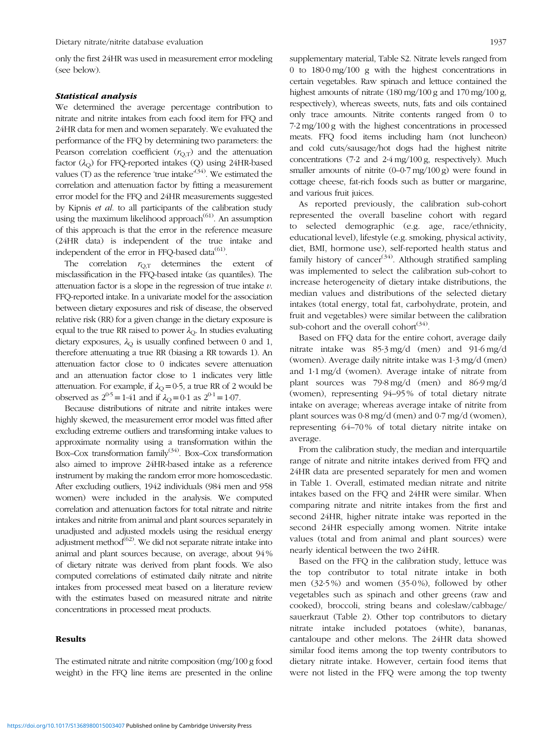only the first 24HR was used in measurement error modeling (see below).

### *Statistical analysis*

We determined the average percentage contribution to nitrate and nitrite intakes from each food item for FFQ and 24HR data for men and women separately. We evaluated the performance of the FFQ by determining two parameters: the Pearson correlation coefficient ($r_{Q,T}$) and the attenuation factor ($\lambda_Q$) for FFQ-reported intakes (Q) using 24HR-based values (T) as the reference 'true intake'[34]. We estimated the correlation and attenuation factor by fitting a measurement error model for the FFQ and 24HR measurements suggested by Kipnis *et al.* to all participants of the calibration study using the maximum likelihood approach[61]. An assumption of this approach is that the error in the reference measure (24HR data) is independent of the true intake and independent of the error in FFQ-based data[61].

The correlation $r_{Q,T}$ determines the extent of misclassification in the FFQ-based intake (as quantiles). The attenuation factor is a slope in the regression of true intake *v.* FFQ-reported intake. In a univariate model for the association between dietary exposures and risk of disease, the observed relative risk (RR) for a given change in the dietary exposure is equal to the true RR raised to power $\lambda_Q$. In studies evaluating dietary exposures, $\lambda_Q$ is usually confined between 0 and 1, therefore attenuating a true RR (biasing a RR towards 1). An attenuation factor close to 0 indicates severe attenuation and an attenuation factor close to 1 indicates very little attenuation. For example, if $\lambda_Q = 0{\cdot}5$, a true RR of 2 would be observed as $2^{0{\cdot}5} = 1{\cdot}41$ and if $\lambda_Q = 0{\cdot}1$ as $2^{0{\cdot}1} = 1{\cdot}07$.

Because distributions of nitrate and nitrite intakes were highly skewed, the measurement error model was fitted after excluding extreme outliers and transforming intake values to approximate normality using a transformation within the Box–Cox transformation family[34]. Box–Cox transformation also aimed to improve 24HR-based intake as a reference instrument by making the random error more homoscedastic. After excluding outliers, 1942 individuals (984 men and 958 women) were included in the analysis. We computed correlation and attenuation factors for total nitrate and nitrite intakes and nitrite from animal and plant sources separately in unadjusted and adjusted models using the residual energy adjustment method[62]. We did not separate nitrate intake into animal and plant sources because, on average, about 94 % of dietary nitrate was derived from plant foods. We also computed correlations of estimated daily nitrate and nitrite intakes from processed meat based on a literature review with the estimates based on measured nitrate and nitrite concentrations in processed meat products.

## Results

The estimated nitrate and nitrite composition (mg/100 g food weight) in the FFQ line items are presented in the online supplementary material, Table S2. Nitrate levels ranged from 0 to 180·0 mg/100 g with the highest concentrations in certain vegetables. Raw spinach and lettuce contained the highest amounts of nitrate (180 mg/100 g and 170 mg/100 g, respectively), whereas sweets, nuts, fats and oils contained only trace amounts. Nitrite contents ranged from 0 to 7·2 mg/100 g with the highest concentrations in processed meats. FFQ food items including ham (not luncheon) and cold cuts/sausage/hot dogs had the highest nitrite concentrations (7·2 and 2·4 mg/100 g, respectively). Much smaller amounts of nitrite (0–0·7 mg/100 g) were found in cottage cheese, fat-rich foods such as butter or margarine, and various fruit juices.

As reported previously, the calibration sub-cohort represented the overall baseline cohort with regard to selected demographic (e.g. age, race/ethnicity, educational level), lifestyle (e.g. smoking, physical activity, diet, BMI, hormone use), self-reported health status and family history of cancer[34]. Although stratified sampling was implemented to select the calibration sub-cohort to increase heterogeneity of dietary intake distributions, the median values and distributions of the selected dietary intakes (total energy, total fat, carbohydrate, protein, and fruit and vegetables) were similar between the calibration sub-cohort and the overall cohort[34].

Based on FFQ data for the entire cohort, average daily nitrate intake was 85·3 mg/d (men) and 91·6 mg/d (women). Average daily nitrite intake was 1·3 mg/d (men) and 1·1 mg/d (women). Average intake of nitrate from plant sources was 79·8 mg/d (men) and 86·9 mg/d (women), representing 94–95 % of total dietary nitrate intake on average; whereas average intake of nitrite from plant sources was 0·8 mg/d (men) and 0·7 mg/d (women), representing 64–70 % of total dietary nitrite intake on average.

From the calibration study, the median and interquartile range of nitrate and nitrite intakes derived from FFQ and 24HR data are presented separately for men and women in Table 1. Overall, estimated median nitrate and nitrite intakes based on the FFQ and 24HR were similar. When comparing nitrate and nitrite intakes from the first and second 24HR, higher nitrate intake was reported in the second 24HR especially among women. Nitrite intake values (total and from animal and plant sources) were nearly identical between the two 24HR.

Based on the FFQ in the calibration study, lettuce was the top contributor to total nitrate intake in both men (32·5 %) and women (35·0 %), followed by other vegetables such as spinach and other greens (raw and cooked), broccoli, string beans and coleslaw/cabbage/sauerkraut (Table 2). Other top contributors to dietary nitrate intake included potatoes (white), bananas, cantaloupe and other melons. The 24HR data showed similar food items among the top twenty contributors to dietary nitrate intake. However, certain food items that were not listed in the FFQ were among the top twenty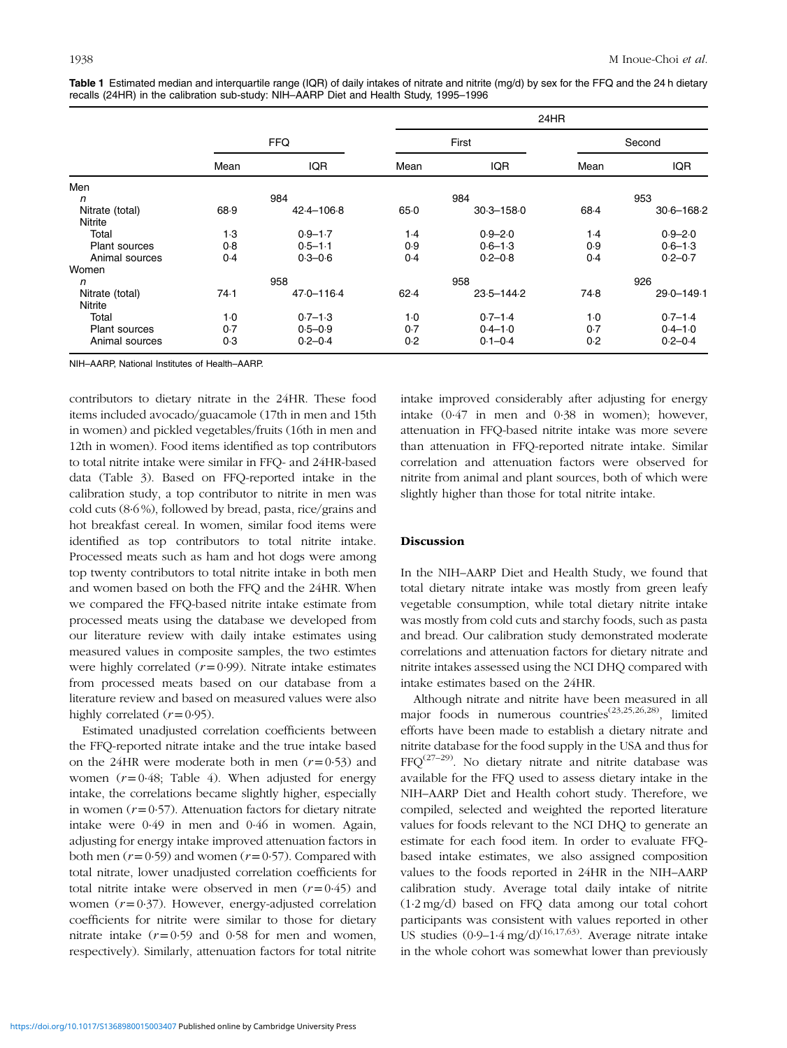**Table 1** Estimated median and interquartile range (IQR) of daily intakes of nitrate and nitrite (mg/d) by sex for the FFQ and the 24 h dietary recalls (24HR) in the calibration sub-study: NIH–AARP Diet and Health Study, 1995–1996

| | FFQ | | 24HR | | | |
|---|---|---|---|---|---|---|
| | | | First | | Second | |
| | Mean | IQR | Mean | IQR | Mean | IQR |
| Men | | | | | | |
| *n* | 984 | | 984 | | 953 | |
| Nitrate (total) | 68·9 | 42·4–106·8 | 65·0 | 30·3–158·0 | 68·4 | 30·6–168·2 |
| Nitrite | | | | | | |
| Total | 1·3 | 0·9–1·7 | 1·4 | 0·9–2·0 | 1·4 | 0·9–2·0 |
| Plant sources | 0·8 | 0·5–1·1 | 0·9 | 0·6–1·3 | 0·9 | 0·6–1·3 |
| Animal sources | 0·4 | 0·3–0·6 | 0·4 | 0·2–0·8 | 0·4 | 0·2–0·7 |
| Women | | | | | | |
| *n* | 958 | | 958 | | 926 | |
| Nitrate (total) | 74·1 | 47·0–116·4 | 62·4 | 23·5–144·2 | 74·8 | 29·0–149·1 |
| Nitrite | | | | | | |
| Total | 1·0 | 0·7–1·3 | 1·0 | 0·7–1·4 | 1·0 | 0·7–1·4 |
| Plant sources | 0·7 | 0·5–0·9 | 0·7 | 0·4–1·0 | 0·7 | 0·4–1·0 |
| Animal sources | 0·3 | 0·2–0·4 | 0·2 | 0·1–0·4 | 0·2 | 0·2–0·4 |

NIH–AARP, National Institutes of Health–AARP.

contributors to dietary nitrate in the 24HR. These food items included avocado/guacamole (17th in men and 15th in women) and pickled vegetables/fruits (16th in men and 12th in women). Food items identified as top contributors to total nitrite intake were similar in FFQ- and 24HR-based data (Table 3). Based on FFQ-reported intake in the calibration study, a top contributor to nitrite in men was cold cuts (8·6 %), followed by bread, pasta, rice/grains and hot breakfast cereal. In women, similar food items were identified as top contributors to total nitrite intake. Processed meats such as ham and hot dogs were among top twenty contributors to total nitrite intake in both men and women based on both the FFQ and the 24HR. When we compared the FFQ-based nitrite intake estimate from processed meats using the database we developed from our literature review with daily intake estimates using measured values in composite samples, the two estimtes were highly correlated ($r = 0·99$). Nitrate intake estimates from processed meats based on our database from a literature review and based on measured values were also highly correlated ($r = 0·95$).

Estimated unadjusted correlation coefficients between the FFQ-reported nitrate intake and the true intake based on the 24HR were moderate both in men ($r = 0·53$) and women ($r = 0·48$; Table 4). When adjusted for energy intake, the correlations became slightly higher, especially in women ($r = 0·57$). Attenuation factors for dietary nitrate intake were 0·49 in men and 0·46 in women. Again, adjusting for energy intake improved attenuation factors in both men ($r = 0·59$) and women ($r = 0·57$). Compared with total nitrate, lower unadjusted correlation coefficients for total nitrite intake were observed in men ($r = 0·45$) and women ($r = 0·37$). However, energy-adjusted correlation coefficients for nitrite were similar to those for dietary nitrate intake ($r = 0·59$ and 0·58 for men and women, respectively). Similarly, attenuation factors for total nitrite intake improved considerably after adjusting for energy intake (0·47 in men and 0·38 in women); however, attenuation in FFQ-based nitrite intake was more severe than attenuation in FFQ-reported nitrate intake. Similar correlation and attenuation factors were observed for nitrite from animal and plant sources, both of which were slightly higher than those for total nitrite intake.

## Discussion

In the NIH–AARP Diet and Health Study, we found that total dietary nitrate intake was mostly from green leafy vegetable consumption, while total dietary nitrite intake was mostly from cold cuts and starchy foods, such as pasta and bread. Our calibration study demonstrated moderate correlations and attenuation factors for dietary nitrate and nitrite intakes assessed using the NCI DHQ compared with intake estimates based on the 24HR.

Although nitrate and nitrite have been measured in all major foods in numerous countries[23,25,26,28], limited efforts have been made to establish a dietary nitrate and nitrite database for the food supply in the USA and thus for FFQ[27–29]. No dietary nitrate and nitrite database was available for the FFQ used to assess dietary intake in the NIH–AARP Diet and Health cohort study. Therefore, we compiled, selected and weighted the reported literature values for foods relevant to the NCI DHQ to generate an estimate for each food item. In order to evaluate FFQ-based intake estimates, we also assigned composition values to the foods reported in 24HR in the NIH–AARP calibration study. Average total daily intake of nitrite (1·2 mg/d) based on FFQ data among our total cohort participants was consistent with values reported in other US studies (0·9–1·4 mg/d)[16,17,63]. Average nitrate intake in the whole cohort was somewhat lower than previously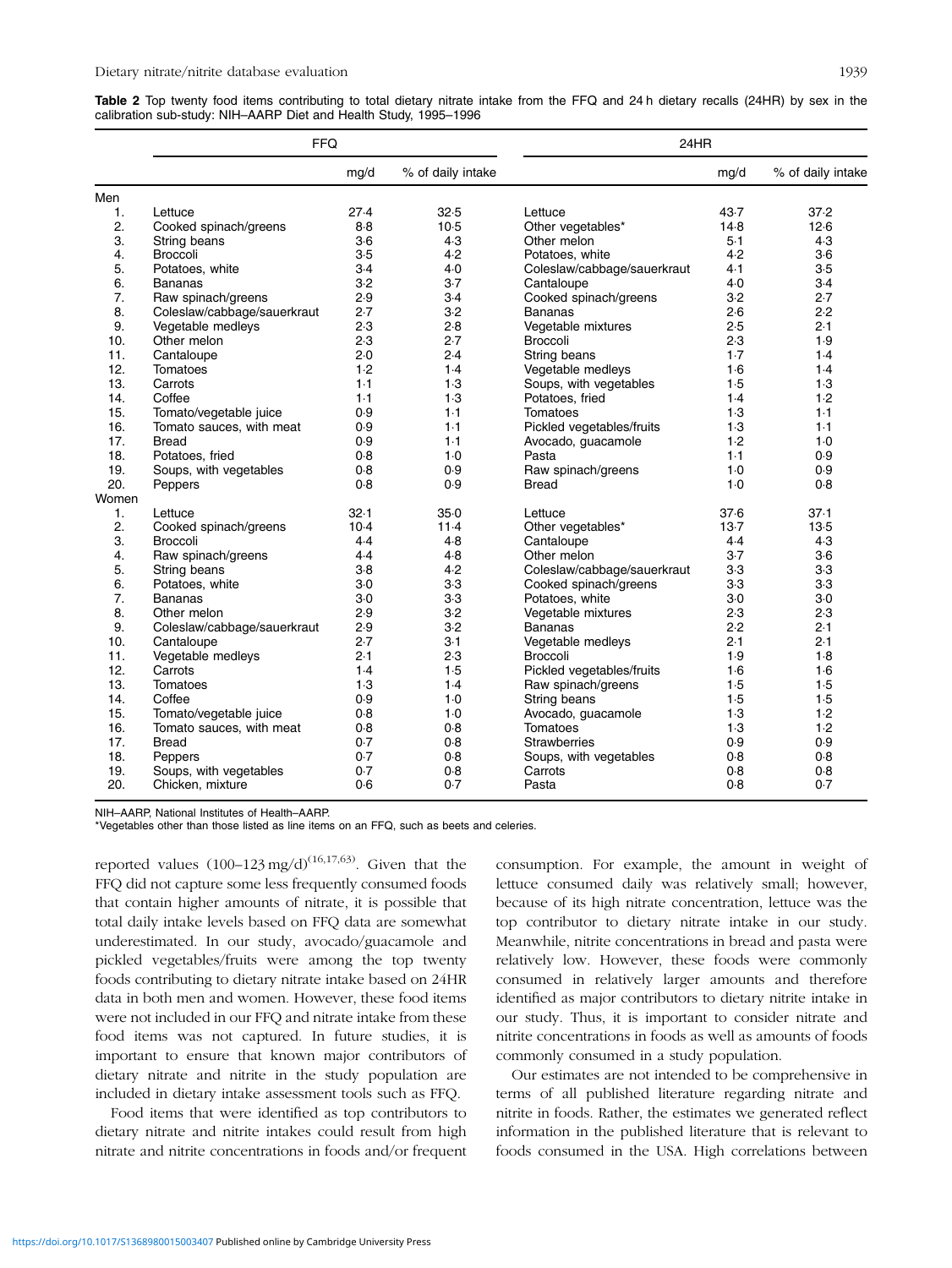**Table 2** Top twenty food items contributing to total dietary nitrate intake from the FFQ and 24 h dietary recalls (24HR) by sex in the calibration sub-study: NIH–AARP Diet and Health Study, 1995–1996

| | FFQ | | | 24HR | | |
|---|---|---|---|---|---|---|
| | | mg/d | % of daily intake | | mg/d | % of daily intake |
| Men | | | | | | |
| 1. | Lettuce | 27·4 | 32·5 | Lettuce | 43·7 | 37·2 |
| 2. | Cooked spinach/greens | 8·8 | 10·5 | Other vegetables* | 14·8 | 12·6 |
| 3. | String beans | 3·6 | 4·3 | Other melon | 5·1 | 4·3 |
| 4. | Broccoli | 3·5 | 4·2 | Potatoes, white | 4·2 | 3·6 |
| 5. | Potatoes, white | 3·4 | 4·0 | Coleslaw/cabbage/sauerkraut | 4·1 | 3·5 |
| 6. | Bananas | 3·2 | 3·7 | Cantaloupe | 4·0 | 3·4 |
| 7. | Raw spinach/greens | 2·9 | 3·4 | Cooked spinach/greens | 3·2 | 2·7 |
| 8. | Coleslaw/cabbage/sauerkraut | 2·7 | 3·2 | Bananas | 2·6 | 2·2 |
| 9. | Vegetable medleys | 2·3 | 2·8 | Vegetable mixtures | 2·5 | 2·1 |
| 10. | Other melon | 2·3 | 2·7 | Broccoli | 2·3 | 1·9 |
| 11. | Cantaloupe | 2·0 | 2·4 | String beans | 1·7 | 1·4 |
| 12. | Tomatoes | 1·2 | 1·4 | Vegetable medleys | 1·6 | 1·4 |
| 13. | Carrots | 1·1 | 1·3 | Soups, with vegetables | 1·5 | 1·3 |
| 14. | Coffee | 1·1 | 1·3 | Potatoes, fried | 1·4 | 1·2 |
| 15. | Tomato/vegetable juice | 0·9 | 1·1 | Tomatoes | 1·3 | 1·1 |
| 16. | Tomato sauces, with meat | 0·9 | 1·1 | Pickled vegetables/fruits | 1·3 | 1·1 |
| 17. | Bread | 0·9 | 1·1 | Avocado, guacamole | 1·2 | 1·0 |
| 18. | Potatoes, fried | 0·8 | 1·0 | Pasta | 1·1 | 0·9 |
| 19. | Soups, with vegetables | 0·8 | 0·9 | Raw spinach/greens | 1·0 | 0·9 |
| 20. | Peppers | 0·8 | 0·9 | Bread | 1·0 | 0·8 |
| Women | | | | | | |
| 1. | Lettuce | 32·1 | 35·0 | Lettuce | 37·6 | 37·1 |
| 2. | Cooked spinach/greens | 10·4 | 11·4 | Other vegetables* | 13·7 | 13·5 |
| 3. | Broccoli | 4·4 | 4·8 | Cantaloupe | 4·4 | 4·3 |
| 4. | Raw spinach/greens | 4·4 | 4·8 | Other melon | 3·7 | 3·6 |
| 5. | String beans | 3·8 | 4·2 | Coleslaw/cabbage/sauerkraut | 3·3 | 3·3 |
| 6. | Potatoes, white | 3·0 | 3·3 | Cooked spinach/greens | 3·3 | 3·3 |
| 7. | Bananas | 3·0 | 3·3 | Potatoes, white | 3·0 | 3·0 |
| 8. | Other melon | 2·9 | 3·2 | Vegetable mixtures | 2·3 | 2·3 |
| 9. | Coleslaw/cabbage/sauerkraut | 2·9 | 3·2 | Bananas | 2·2 | 2·1 |
| 10. | Cantaloupe | 2·7 | 3·1 | Vegetable medleys | 2·1 | 2·1 |
| 11. | Vegetable medleys | 2·1 | 2·3 | Broccoli | 1·9 | 1·8 |
| 12. | Carrots | 1·4 | 1·5 | Pickled vegetables/fruits | 1·6 | 1·6 |
| 13. | Tomatoes | 1·3 | 1·4 | Raw spinach/greens | 1·5 | 1·5 |
| 14. | Coffee | 0·9 | 1·0 | String beans | 1·5 | 1·5 |
| 15. | Tomato/vegetable juice | 0·8 | 1·0 | Avocado, guacamole | 1·3 | 1·2 |
| 16. | Tomato sauces, with meat | 0·8 | 0·8 | Tomatoes | 1·3 | 1·2 |
| 17. | Bread | 0·7 | 0·8 | Strawberries | 0·9 | 0·9 |
| 18. | Peppers | 0·7 | 0·8 | Soups, with vegetables | 0·8 | 0·8 |
| 19. | Soups, with vegetables | 0·7 | 0·8 | Carrots | 0·8 | 0·8 |
| 20. | Chicken, mixture | 0·6 | 0·7 | Pasta | 0·8 | 0·7 |

NIH–AARP, National Institutes of Health–AARP.
*Vegetables other than those listed as line items on an FFQ, such as beets and celeries.

reported values (100–123 mg/d)[16,17,63]. Given that the FFQ did not capture some less frequently consumed foods that contain higher amounts of nitrate, it is possible that total daily intake levels based on FFQ data are somewhat underestimated. In our study, avocado/guacamole and pickled vegetables/fruits were among the top twenty foods contributing to dietary nitrate intake based on 24HR data in both men and women. However, these food items were not included in our FFQ and nitrate intake from these food items was not captured. In future studies, it is important to ensure that known major contributors of dietary nitrate and nitrite in the study population are included in dietary intake assessment tools such as FFQ.

Food items that were identified as top contributors to dietary nitrate and nitrite intakes could result from high nitrate and nitrite concentrations in foods and/or frequent consumption. For example, the amount in weight of lettuce consumed daily was relatively small; however, because of its high nitrate concentration, lettuce was the top contributor to dietary nitrate intake in our study. Meanwhile, nitrite concentrations in bread and pasta were relatively low. However, these foods were commonly consumed in relatively larger amounts and therefore identified as major contributors to dietary nitrite intake in our study. Thus, it is important to consider nitrate and nitrite concentrations in foods as well as amounts of foods commonly consumed in a study population.

Our estimates are not intended to be comprehensive in terms of all published literature regarding nitrate and nitrite in foods. Rather, the estimates we generated reflect information in the published literature that is relevant to foods consumed in the USA. High correlations between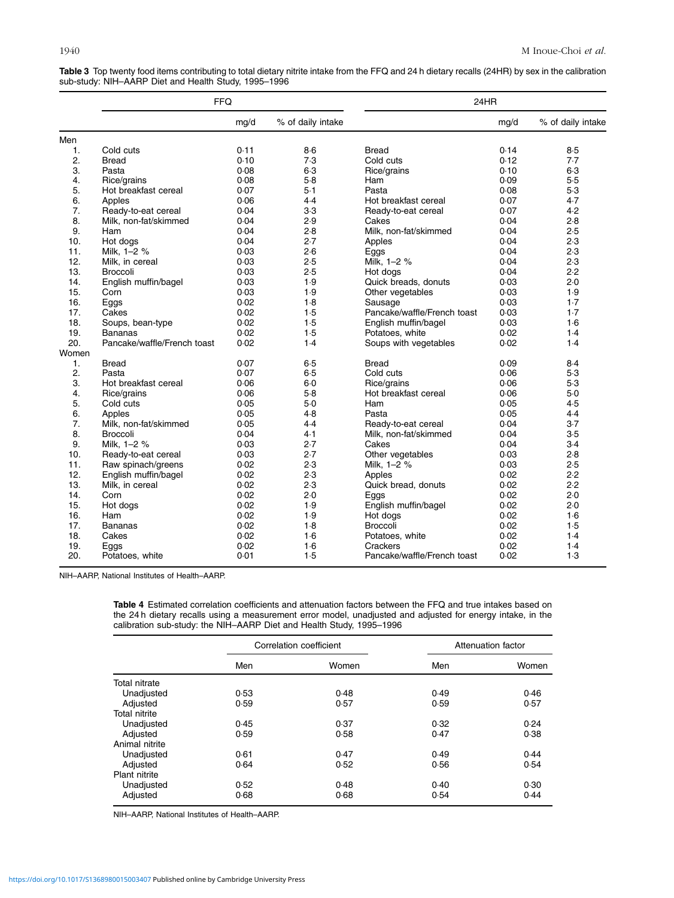**Table 3** Top twenty food items contributing to total dietary nitrite intake from the FFQ and 24 h dietary recalls (24HR) by sex in the calibration sub-study: NIH–AARP Diet and Health Study, 1995–1996

| | FFQ | | | 24HR | | |
|---|---|---|---|---|---|---|
| | | mg/d | % of daily intake | | mg/d | % of daily intake |
| **Men** | | | | | | |
| 1. | Cold cuts | 0·11 | 8·6 | Bread | 0·14 | 8·5 |
| 2. | Bread | 0·10 | 7·3 | Cold cuts | 0·12 | 7·7 |
| 3. | Pasta | 0·08 | 6·3 | Rice/grains | 0·10 | 6·3 |
| 4. | Rice/grains | 0·08 | 5·8 | Ham | 0·09 | 5·5 |
| 5. | Hot breakfast cereal | 0·07 | 5·1 | Pasta | 0·08 | 5·3 |
| 6. | Apples | 0·06 | 4·4 | Hot breakfast cereal | 0·07 | 4·7 |
| 7. | Ready-to-eat cereal | 0·04 | 3·3 | Ready-to-eat cereal | 0·07 | 4·2 |
| 8. | Milk, non-fat/skimmed | 0·04 | 2·9 | Cakes | 0·04 | 2·8 |
| 9. | Ham | 0·04 | 2·8 | Milk, non-fat/skimmed | 0·04 | 2·5 |
| 10. | Hot dogs | 0·04 | 2·7 | Apples | 0·04 | 2·3 |
| 11. | Milk, 1–2 % | 0·03 | 2·6 | Eggs | 0·04 | 2·3 |
| 12. | Milk, in cereal | 0·03 | 2·5 | Milk, 1–2 % | 0·04 | 2·3 |
| 13. | Broccoli | 0·03 | 2·5 | Hot dogs | 0·04 | 2·2 |
| 14. | English muffin/bagel | 0·03 | 1·9 | Quick breads, donuts | 0·03 | 2·0 |
| 15. | Corn | 0·03 | 1·9 | Other vegetables | 0·03 | 1·9 |
| 16. | Eggs | 0·02 | 1·8 | Sausage | 0·03 | 1·7 |
| 17. | Cakes | 0·02 | 1·5 | Pancake/waffle/French toast | 0·03 | 1·7 |
| 18. | Soups, bean-type | 0·02 | 1·5 | English muffin/bagel | 0·03 | 1·6 |
| 19. | Bananas | 0·02 | 1·5 | Potatoes, white | 0·02 | 1·4 |
| 20. | Pancake/waffle/French toast | 0·02 | 1·4 | Soups with vegetables | 0·02 | 1·4 |
| **Women** | | | | | | |
| 1. | Bread | 0·07 | 6·5 | Bread | 0·09 | 8·4 |
| 2. | Pasta | 0·07 | 6·5 | Cold cuts | 0·06 | 5·3 |
| 3. | Hot breakfast cereal | 0·06 | 6·0 | Rice/grains | 0·06 | 5·3 |
| 4. | Rice/grains | 0·06 | 5·8 | Hot breakfast cereal | 0·06 | 5·0 |
| 5. | Cold cuts | 0·05 | 5·0 | Ham | 0·05 | 4·5 |
| 6. | Apples | 0·05 | 4·8 | Pasta | 0·05 | 4·4 |
| 7. | Milk, non-fat/skimmed | 0·05 | 4·4 | Ready-to-eat cereal | 0·04 | 3·7 |
| 8. | Broccoli | 0·04 | 4·1 | Milk, non-fat/skimmed | 0·04 | 3·5 |
| 9. | Milk, 1–2 % | 0·03 | 2·7 | Cakes | 0·04 | 3·4 |
| 10. | Ready-to-eat cereal | 0·03 | 2·7 | Other vegetables | 0·03 | 2·8 |
| 11. | Raw spinach/greens | 0·02 | 2·3 | Milk, 1–2 % | 0·03 | 2·5 |
| 12. | English muffin/bagel | 0·02 | 2·3 | Apples | 0·02 | 2·2 |
| 13. | Milk, in cereal | 0·02 | 2·3 | Quick bread, donuts | 0·02 | 2·2 |
| 14. | Corn | 0·02 | 2·0 | Eggs | 0·02 | 2·0 |
| 15. | Hot dogs | 0·02 | 1·9 | English muffin/bagel | 0·02 | 2·0 |
| 16. | Ham | 0·02 | 1·9 | Hot dogs | 0·02 | 1·6 |
| 17. | Bananas | 0·02 | 1·8 | Broccoli | 0·02 | 1·5 |
| 18. | Cakes | 0·02 | 1·6 | Potatoes, white | 0·02 | 1·4 |
| 19. | Eggs | 0·02 | 1·6 | Crackers | 0·02 | 1·4 |
| 20. | Potatoes, white | 0·01 | 1·5 | Pancake/waffle/French toast | 0·02 | 1·3 |

NIH–AARP, National Institutes of Health–AARP.

**Table 4** Estimated correlation coefficients and attenuation factors between the FFQ and true intakes based on the 24 h dietary recalls using a measurement error model, unadjusted and adjusted for energy intake, in the calibration sub-study: the NIH–AARP Diet and Health Study, 1995–1996

| | Correlation coefficient | | Attenuation factor | |
|---|---|---|---|---|
| | Men | Women | Men | Women |
| Total nitrate | | | | |
| Unadjusted | 0·53 | 0·48 | 0·49 | 0·46 |
| Adjusted | 0·59 | 0·57 | 0·59 | 0·57 |
| Total nitrite | | | | |
| Unadjusted | 0·45 | 0·37 | 0·32 | 0·24 |
| Adjusted | 0·59 | 0·58 | 0·47 | 0·38 |
| Animal nitrite | | | | |
| Unadjusted | 0·61 | 0·47 | 0·49 | 0·44 |
| Adjusted | 0·64 | 0·52 | 0·56 | 0·54 |
| Plant nitrite | | | | |
| Unadjusted | 0·52 | 0·48 | 0·40 | 0·30 |
| Adjusted | 0·68 | 0·68 | 0·54 | 0·44 |

NIH–AARP, National Institutes of Health–AARP.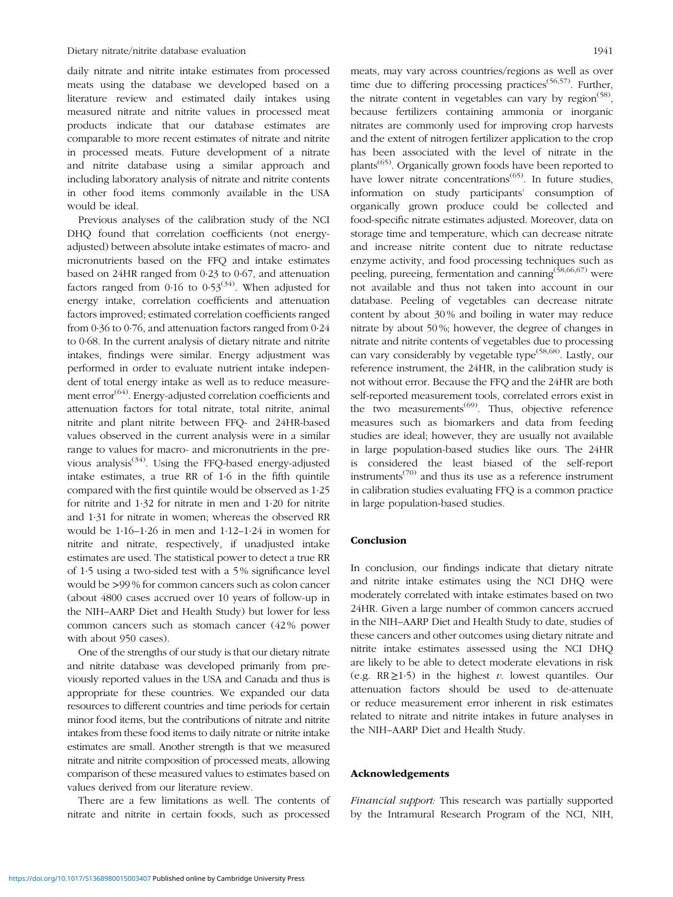daily nitrate and nitrite intake estimates from processed meats using the database we developed based on a literature review and estimated daily intakes using measured nitrate and nitrite values in processed meat products indicate that our database estimates are comparable to more recent estimates of nitrate and nitrite in processed meats. Future development of a nitrate and nitrite database using a similar approach and including laboratory analysis of nitrate and nitrite contents in other food items commonly available in the USA would be ideal.

Previous analyses of the calibration study of the NCI DHQ found that correlation coefficients (not energy-adjusted) between absolute intake estimates of macro- and micronutrients based on the FFQ and intake estimates based on 24HR ranged from 0·23 to 0·67, and attenuation factors ranged from 0·16 to 0·53[34]. When adjusted for energy intake, correlation coefficients and attenuation factors improved; estimated correlation coefficients ranged from 0·36 to 0·76, and attenuation factors ranged from 0·24 to 0·68. In the current analysis of dietary nitrate and nitrite intakes, findings were similar. Energy adjustment was performed in order to evaluate nutrient intake independent of total energy intake as well as to reduce measurement error[64]. Energy-adjusted correlation coefficients and attenuation factors for total nitrate, total nitrite, animal nitrite and plant nitrite between FFQ- and 24HR-based values observed in the current analysis were in a similar range to values for macro- and micronutrients in the previous analysis[34]. Using the FFQ-based energy-adjusted intake estimates, a true RR of 1·6 in the fifth quintile compared with the first quintile would be observed as 1·25 for nitrite and 1·32 for nitrate in men and 1·20 for nitrite and 1·31 for nitrate in women; whereas the observed RR would be 1·16–1·26 in men and 1·12–1·24 in women for nitrite and nitrate, respectively, if unadjusted intake estimates are used. The statistical power to detect a true RR of 1·5 using a two-sided test with a 5 % significance level would be >99 % for common cancers such as colon cancer (about 4800 cases accrued over 10 years of follow-up in the NIH–AARP Diet and Health Study) but lower for less common cancers such as stomach cancer (42 % power with about 950 cases).

One of the strengths of our study is that our dietary nitrate and nitrite database was developed primarily from previously reported values in the USA and Canada and thus is appropriate for these countries. We expanded our data resources to different countries and time periods for certain minor food items, but the contributions of nitrate and nitrite intakes from these food items to daily nitrate or nitrite intake estimates are small. Another strength is that we measured nitrate and nitrite composition of processed meats, allowing comparison of these measured values to estimates based on values derived from our literature review.

There are a few limitations as well. The contents of nitrate and nitrite in certain foods, such as processed meats, may vary across countries/regions as well as over time due to differing processing practices[56,57]. Further, the nitrate content in vegetables can vary by region[58], because fertilizers containing ammonia or inorganic nitrates are commonly used for improving crop harvests and the extent of nitrogen fertilizer application to the crop has been associated with the level of nitrate in the plants[65]. Organically grown foods have been reported to have lower nitrate concentrations[65]. In future studies, information on study participants' consumption of organically grown produce could be collected and food-specific nitrate estimates adjusted. Moreover, data on storage time and temperature, which can decrease nitrate and increase nitrite content due to nitrate reductase enzyme activity, and food processing techniques such as peeling, pureeing, fermentation and canning[58,66,67] were not available and thus not taken into account in our database. Peeling of vegetables can decrease nitrate content by about 30 % and boiling in water may reduce nitrate by about 50 %; however, the degree of changes in nitrate and nitrite contents of vegetables due to processing can vary considerably by vegetable type[58,68]. Lastly, our reference instrument, the 24HR, in the calibration study is not without error. Because the FFQ and the 24HR are both self-reported measurement tools, correlated errors exist in the two measurements[69]. Thus, objective reference measures such as biomarkers and data from feeding studies are ideal; however, they are usually not available in large population-based studies like ours. The 24HR is considered the least biased of the self-report instruments[70] and thus its use as a reference instrument in calibration studies evaluating FFQ is a common practice in large population-based studies.

## Conclusion

In conclusion, our findings indicate that dietary nitrate and nitrite intake estimates using the NCI DHQ were moderately correlated with intake estimates based on two 24HR. Given a large number of common cancers accrued in the NIH–AARP Diet and Health Study to date, studies of these cancers and other outcomes using dietary nitrate and nitrite intake estimates assessed using the NCI DHQ are likely to be able to detect moderate elevations in risk (e.g. RR ≥ 1·5) in the highest *v.* lowest quantiles. Our attenuation factors should be used to de-attenuate or reduce measurement error inherent in risk estimates related to nitrate and nitrite intakes in future analyses in the NIH–AARP Diet and Health Study.

## Acknowledgements

*Financial support:* This research was partially supported by the Intramural Research Program of the NCI, NIH,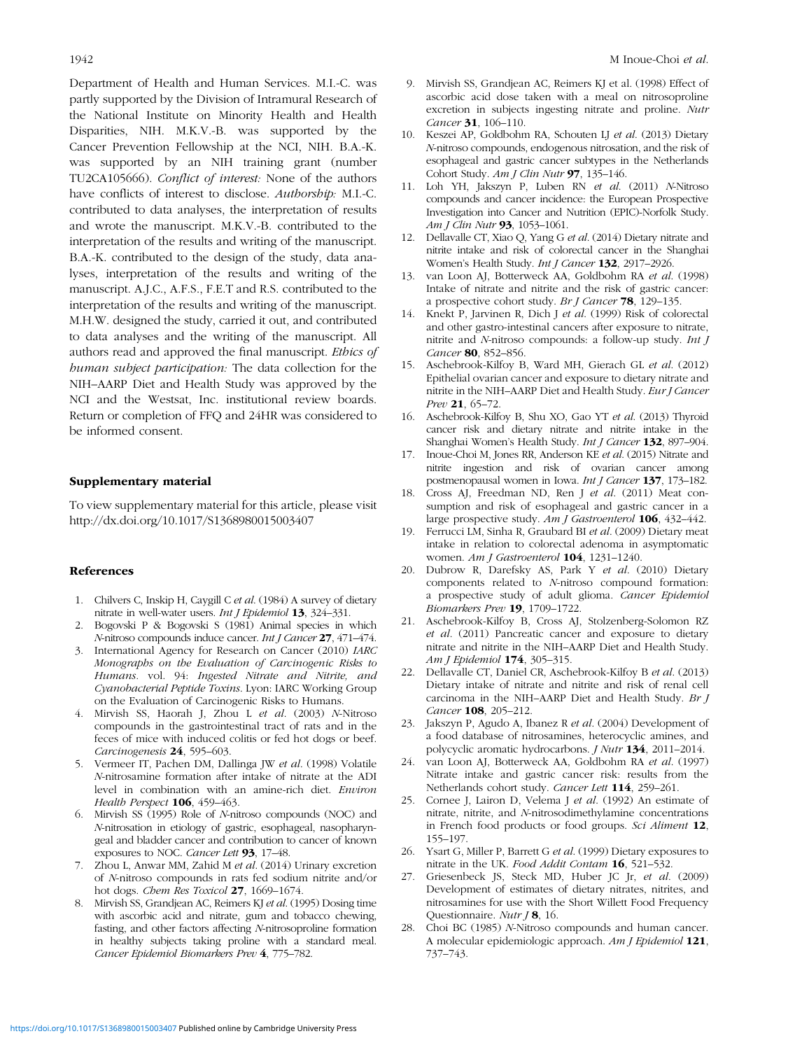Department of Health and Human Services. M.I.-C. was partly supported by the Division of Intramural Research of the National Institute on Minority Health and Health Disparities, NIH. M.K.V.-B. was supported by the Cancer Prevention Fellowship at the NCI, NIH. B.A.-K. was supported by an NIH training grant (number TU2CA105666). *Conflict of interest:* None of the authors have conflicts of interest to disclose. *Authorship:* M.I.-C. contributed to data analyses, the interpretation of results and wrote the manuscript. M.K.V.-B. contributed to the interpretation of the results and writing of the manuscript. B.A.-K. contributed to the design of the study, data analyses, interpretation of the results and writing of the manuscript. A.J.C., A.F.S., F.E.T and R.S. contributed to the interpretation of the results and writing of the manuscript. M.H.W. designed the study, carried it out, and contributed to data analyses and the writing of the manuscript. All authors read and approved the final manuscript. *Ethics of human subject participation:* The data collection for the NIH–AARP Diet and Health Study was approved by the NCI and the Westsat, Inc. institutional review boards. Return or completion of FFQ and 24HR was considered to be informed consent.

### Supplementary material

To view supplementary material for this article, please visit http://dx.doi.org/10.1017/S1368980015003407

### References

1. Chilvers C, Inskip H, Caygill C *et al.* (1984) A survey of dietary nitrate in well-water users. *Int J Epidemiol* **13**, 324–331.
2. Bogovski P & Bogovski S (1981) Animal species in which *N*-nitroso compounds induce cancer. *Int J Cancer* **27**, 471–474.
3. International Agency for Research on Cancer (2010) *IARC Monographs on the Evaluation of Carcinogenic Risks to Humans.* vol. 94: *Ingested Nitrate and Nitrite, and Cyanobacterial Peptide Toxins.* Lyon: IARC Working Group on the Evaluation of Carcinogenic Risks to Humans.
4. Mirvish SS, Haorah J, Zhou L *et al.* (2003) *N*-Nitroso compounds in the gastrointestinal tract of rats and in the feces of mice with induced colitis or fed hot dogs or beef. *Carcinogenesis* **24**, 595–603.
5. Vermeer IT, Pachen DM, Dallinga JW *et al.* (1998) Volatile *N*-nitrosamine formation after intake of nitrate at the ADI level in combination with an amine-rich diet. *Environ Health Perspect* **106**, 459–463.
6. Mirvish SS (1995) Role of *N*-nitroso compounds (NOC) and *N*-nitrosation in etiology of gastric, esophageal, nasopharyngeal and bladder cancer and contribution to cancer of known exposures to NOC. *Cancer Lett* **93**, 17–48.
7. Zhou L, Anwar MM, Zahid M *et al.* (2014) Urinary excretion of *N*-nitroso compounds in rats fed sodium nitrite and/or hot dogs. *Chem Res Toxicol* **27**, 1669–1674.
8. Mirvish SS, Grandjean AC, Reimers KJ *et al.* (1995) Dosing time with ascorbic acid and nitrate, gum and tobacco chewing, fasting, and other factors affecting *N*-nitrosoproline formation in healthy subjects taking proline with a standard meal. *Cancer Epidemiol Biomarkers Prev* **4**, 775–782.
9. Mirvish SS, Grandjean AC, Reimers KJ et al. (1998) Effect of ascorbic acid dose taken with a meal on nitrosoproline excretion in subjects ingesting nitrate and proline. *Nutr Cancer* **31**, 106–110.
10. Keszei AP, Goldbohm RA, Schouten LJ *et al.* (2013) Dietary *N*-nitroso compounds, endogenous nitrosation, and the risk of esophageal and gastric cancer subtypes in the Netherlands Cohort Study. *Am J Clin Nutr* **97**, 135–146.
11. Loh YH, Jakszyn P, Luben RN *et al.* (2011) *N*-Nitroso compounds and cancer incidence: the European Prospective Investigation into Cancer and Nutrition (EPIC)-Norfolk Study. *Am J Clin Nutr* **93**, 1053–1061.
12. Dellavalle CT, Xiao Q, Yang G *et al.* (2014) Dietary nitrate and nitrite intake and risk of colorectal cancer in the Shanghai Women's Health Study. *Int J Cancer* **132**, 2917–2926.
13. van Loon AJ, Botterweck AA, Goldbohm RA *et al.* (1998) Intake of nitrate and nitrite and the risk of gastric cancer: a prospective cohort study. *Br J Cancer* **78**, 129–135.
14. Knekt P, Jarvinen R, Dich J *et al.* (1999) Risk of colorectal and other gastro-intestinal cancers after exposure to nitrate, nitrite and *N*-nitroso compounds: a follow-up study. *Int J Cancer* **80**, 852–856.
15. Aschebrook-Kilfoy B, Ward MH, Gierach GL *et al.* (2012) Epithelial ovarian cancer and exposure to dietary nitrate and nitrite in the NIH–AARP Diet and Health Study. *Eur J Cancer Prev* **21**, 65–72.
16. Aschebrook-Kilfoy B, Shu XO, Gao YT *et al.* (2013) Thyroid cancer risk and dietary nitrate and nitrite intake in the Shanghai Women's Health Study. *Int J Cancer* **132**, 897–904.
17. Inoue-Choi M, Jones RR, Anderson KE *et al.* (2015) Nitrate and nitrite ingestion and risk of ovarian cancer among postmenopausal women in Iowa. *Int J Cancer* **137**, 173–182.
18. Cross AJ, Freedman ND, Ren J *et al.* (2011) Meat consumption and risk of esophageal and gastric cancer in a large prospective study. *Am J Gastroenterol* **106**, 432–442.
19. Ferrucci LM, Sinha R, Graubard BI *et al.* (2009) Dietary meat intake in relation to colorectal adenoma in asymptomatic women. *Am J Gastroenterol* **104**, 1231–1240.
20. Dubrow R, Darefsky AS, Park Y *et al.* (2010) Dietary components related to *N*-nitroso compound formation: a prospective study of adult glioma. *Cancer Epidemiol Biomarkers Prev* **19**, 1709–1722.
21. Aschebrook-Kilfoy B, Cross AJ, Stolzenberg-Solomon RZ *et al.* (2011) Pancreatic cancer and exposure to dietary nitrate and nitrite in the NIH–AARP Diet and Health Study. *Am J Epidemiol* **174**, 305–315.
22. Dellavalle CT, Daniel CR, Aschebrook-Kilfoy B *et al.* (2013) Dietary intake of nitrate and nitrite and risk of renal cell carcinoma in the NIH–AARP Diet and Health Study. *Br J Cancer* **108**, 205–212.
23. Jakszyn P, Agudo A, Ibanez R *et al.* (2004) Development of a food database of nitrosamines, heterocyclic amines, and polycyclic aromatic hydrocarbons. *J Nutr* **134**, 2011–2014.
24. van Loon AJ, Botterweck AA, Goldbohm RA *et al.* (1997) Nitrate intake and gastric cancer risk: results from the Netherlands cohort study. *Cancer Lett* **114**, 259–261.
25. Cornee J, Lairon D, Velema J *et al.* (1992) An estimate of nitrate, nitrite, and *N*-nitrosodimethylamine concentrations in French food products or food groups. *Sci Aliment* **12**, 155–197.
26. Ysart G, Miller P, Barrett G *et al.* (1999) Dietary exposures to nitrate in the UK. *Food Addit Contam* **16**, 521–532.
27. Griesenbeck JS, Steck MD, Huber JC Jr, *et al.* (2009) Development of estimates of dietary nitrates, nitrites, and nitrosamines for use with the Short Willett Food Frequency Questionnaire. *Nutr J* **8**, 16.
28. Choi BC (1985) *N*-Nitroso compounds and human cancer. A molecular epidemiologic approach. *Am J Epidemiol* **121**, 737–743.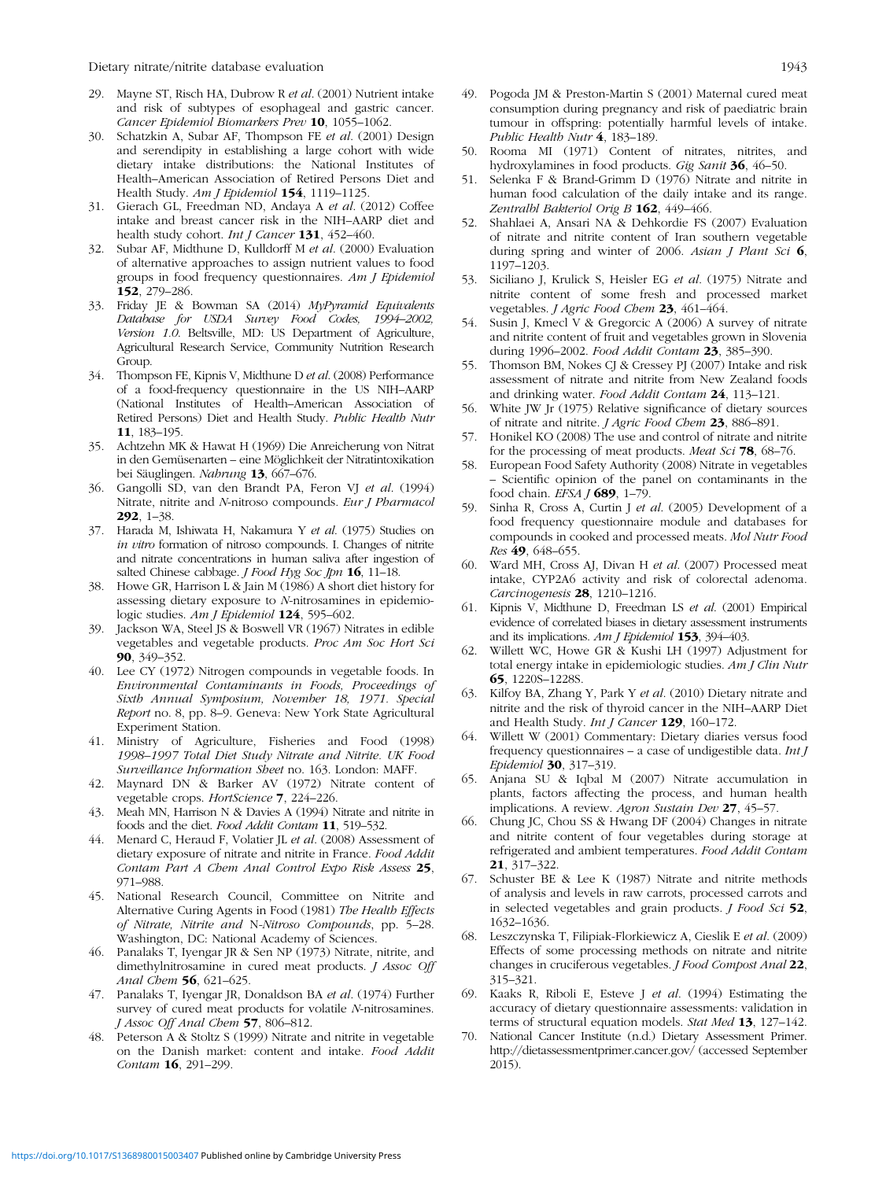29. Mayne ST, Risch HA, Dubrow R *et al.* (2001) Nutrient intake and risk of subtypes of esophageal and gastric cancer. *Cancer Epidemiol Biomarkers Prev* **10**, 1055–1062.
30. Schatzkin A, Subar AF, Thompson FE *et al.* (2001) Design and serendipity in establishing a large cohort with wide dietary intake distributions: the National Institutes of Health–American Association of Retired Persons Diet and Health Study. *Am J Epidemiol* **154**, 1119–1125.
31. Gierach GL, Freedman ND, Andaya A *et al.* (2012) Coffee intake and breast cancer risk in the NIH–AARP diet and health study cohort. *Int J Cancer* **131**, 452–460.
32. Subar AF, Midthune D, Kulldorff M *et al.* (2000) Evaluation of alternative approaches to assign nutrient values to food groups in food frequency questionnaires. *Am J Epidemiol* **152**, 279–286.
33. Friday JE & Bowman SA (2014) *MyPyramid Equivalents Database for USDA Survey Food Codes, 1994–2002, Version 1.0*. Beltsville, MD: US Department of Agriculture, Agricultural Research Service, Community Nutrition Research Group.
34. Thompson FE, Kipnis V, Midthune D *et al.* (2008) Performance of a food-frequency questionnaire in the US NIH–AARP (National Institutes of Health–American Association of Retired Persons) Diet and Health Study. *Public Health Nutr* **11**, 183–195.
35. Achtzehn MK & Hawat H (1969) Die Anreicherung von Nitrat in den Gemüsenarten – eine Möglichkeit der Nitratintoxikation bei Säuglingen. *Nahrung* **13**, 667–676.
36. Gangolli SD, van den Brandt PA, Feron VJ *et al.* (1994) Nitrate, nitrite and *N*-nitroso compounds. *Eur J Pharmacol* **292**, 1–38.
37. Harada M, Ishiwata H, Nakamura Y *et al.* (1975) Studies on *in vitro* formation of nitroso compounds. I. Changes of nitrite and nitrate concentrations in human saliva after ingestion of salted Chinese cabbage. *J Food Hyg Soc Jpn* **16**, 11–18.
38. Howe GR, Harrison L & Jain M (1986) A short diet history for assessing dietary exposure to *N*-nitrosamines in epidemiologic studies. *Am J Epidemiol* **124**, 595–602.
39. Jackson WA, Steel JS & Boswell VR (1967) Nitrates in edible vegetables and vegetable products. *Proc Am Soc Hort Sci* **90**, 349–352.
40. Lee CY (1972) Nitrogen compounds in vegetable foods. In *Environmental Contaminants in Foods, Proceedings of Sixth Annual Symposium, November 18, 1971. Special Report* no. 8, pp. 8–9. Geneva: New York State Agricultural Experiment Station.
41. Ministry of Agriculture, Fisheries and Food (1998) *1998–1997 Total Diet Study Nitrate and Nitrite. UK Food Surveillance Information Sheet* no. 163. London: MAFF.
42. Maynard DN & Barker AV (1972) Nitrate content of vegetable crops. *HortScience* **7**, 224–226.
43. Meah MN, Harrison N & Davies A (1994) Nitrate and nitrite in foods and the diet. *Food Addit Contam* **11**, 519–532.
44. Menard C, Heraud F, Volatier JL *et al.* (2008) Assessment of dietary exposure of nitrate and nitrite in France. *Food Addit Contam Part A Chem Anal Control Expo Risk Assess* **25**, 971–988.
45. National Research Council, Committee on Nitrite and Alternative Curing Agents in Food (1981) *The Health Effects of Nitrate, Nitrite and* N*-Nitroso Compounds*, pp. 5–28. Washington, DC: National Academy of Sciences.
46. Panalaks T, Iyengar JR & Sen NP (1973) Nitrate, nitrite, and dimethylnitrosamine in cured meat products. *J Assoc Off Anal Chem* **56**, 621–625.
47. Panalaks T, Iyengar JR, Donaldson BA *et al.* (1974) Further survey of cured meat products for volatile *N*-nitrosamines. *J Assoc Off Anal Chem* **57**, 806–812.
48. Peterson A & Stoltz S (1999) Nitrate and nitrite in vegetable on the Danish market: content and intake. *Food Addit Contam* **16**, 291–299.
49. Pogoda JM & Preston-Martin S (2001) Maternal cured meat consumption during pregnancy and risk of paediatric brain tumour in offspring: potentially harmful levels of intake. *Public Health Nutr* **4**, 183–189.
50. Rooma MI (1971) Content of nitrates, nitrites, and hydroxylamines in food products. *Gig Sanit* **36**, 46–50.
51. Selenka F & Brand-Grimm D (1976) Nitrate and nitrite in human food calculation of the daily intake and its range. *Zentralbl Bakteriol Orig B* **162**, 449–466.
52. Shahlaei A, Ansari NA & Dehkordie FS (2007) Evaluation of nitrate and nitrite content of Iran southern vegetable during spring and winter of 2006. *Asian J Plant Sci* **6**, 1197–1203.
53. Siciliano J, Krulick S, Heisler EG *et al.* (1975) Nitrate and nitrite content of some fresh and processed market vegetables. *J Agric Food Chem* **23**, 461–464.
54. Susin J, Kmecl V & Gregorcic A (2006) A survey of nitrate and nitrite content of fruit and vegetables grown in Slovenia during 1996–2002. *Food Addit Contam* **23**, 385–390.
55. Thomson BM, Nokes CJ & Cressey PJ (2007) Intake and risk assessment of nitrate and nitrite from New Zealand foods and drinking water. *Food Addit Contam* **24**, 113–121.
56. White JW Jr (1975) Relative significance of dietary sources of nitrate and nitrite. *J Agric Food Chem* **23**, 886–891.
57. Honikel KO (2008) The use and control of nitrate and nitrite for the processing of meat products. *Meat Sci* **78**, 68–76.
58. European Food Safety Authority (2008) Nitrate in vegetables – Scientific opinion of the panel on contaminants in the food chain. *EFSA J* **689**, 1–79.
59. Sinha R, Cross A, Curtin J *et al.* (2005) Development of a food frequency questionnaire module and databases for compounds in cooked and processed meats. *Mol Nutr Food Res* **49**, 648–655.
60. Ward MH, Cross AJ, Divan H *et al.* (2007) Processed meat intake, CYP2A6 activity and risk of colorectal adenoma. *Carcinogenesis* **28**, 1210–1216.
61. Kipnis V, Midthune D, Freedman LS *et al.* (2001) Empirical evidence of correlated biases in dietary assessment instruments and its implications. *Am J Epidemiol* **153**, 394–403.
62. Willett WC, Howe GR & Kushi LH (1997) Adjustment for total energy intake in epidemiologic studies. *Am J Clin Nutr* **65**, 1220S–1228S.
63. Kilfoy BA, Zhang Y, Park Y *et al.* (2010) Dietary nitrate and nitrite and the risk of thyroid cancer in the NIH–AARP Diet and Health Study. *Int J Cancer* **129**, 160–172.
64. Willett W (2001) Commentary: Dietary diaries versus food frequency questionnaires – a case of undigestible data. *Int J Epidemiol* **30**, 317–319.
65. Anjana SU & Iqbal M (2007) Nitrate accumulation in plants, factors affecting the process, and human health implications. A review. *Agron Sustain Dev* **27**, 45–57.
66. Chung JC, Chou SS & Hwang DF (2004) Changes in nitrate and nitrite content of four vegetables during storage at refrigerated and ambient temperatures. *Food Addit Contam* **21**, 317–322.
67. Schuster BE & Lee K (1987) Nitrate and nitrite methods of analysis and levels in raw carrots, processed carrots and in selected vegetables and grain products. *J Food Sci* **52**, 1632–1636.
68. Leszczynska T, Filipiak-Florkiewicz A, Cieslik E *et al.* (2009) Effects of some processing methods on nitrate and nitrite changes in cruciferous vegetables. *J Food Compost Anal* **22**, 315–321.
69. Kaaks R, Riboli E, Esteve J *et al.* (1994) Estimating the accuracy of dietary questionnaire assessments: validation in terms of structural equation models. *Stat Med* **13**, 127–142.
70. National Cancer Institute (n.d.) Dietary Assessment Primer. http://dietassessmentprimer.cancer.gov/ (accessed September 2015).